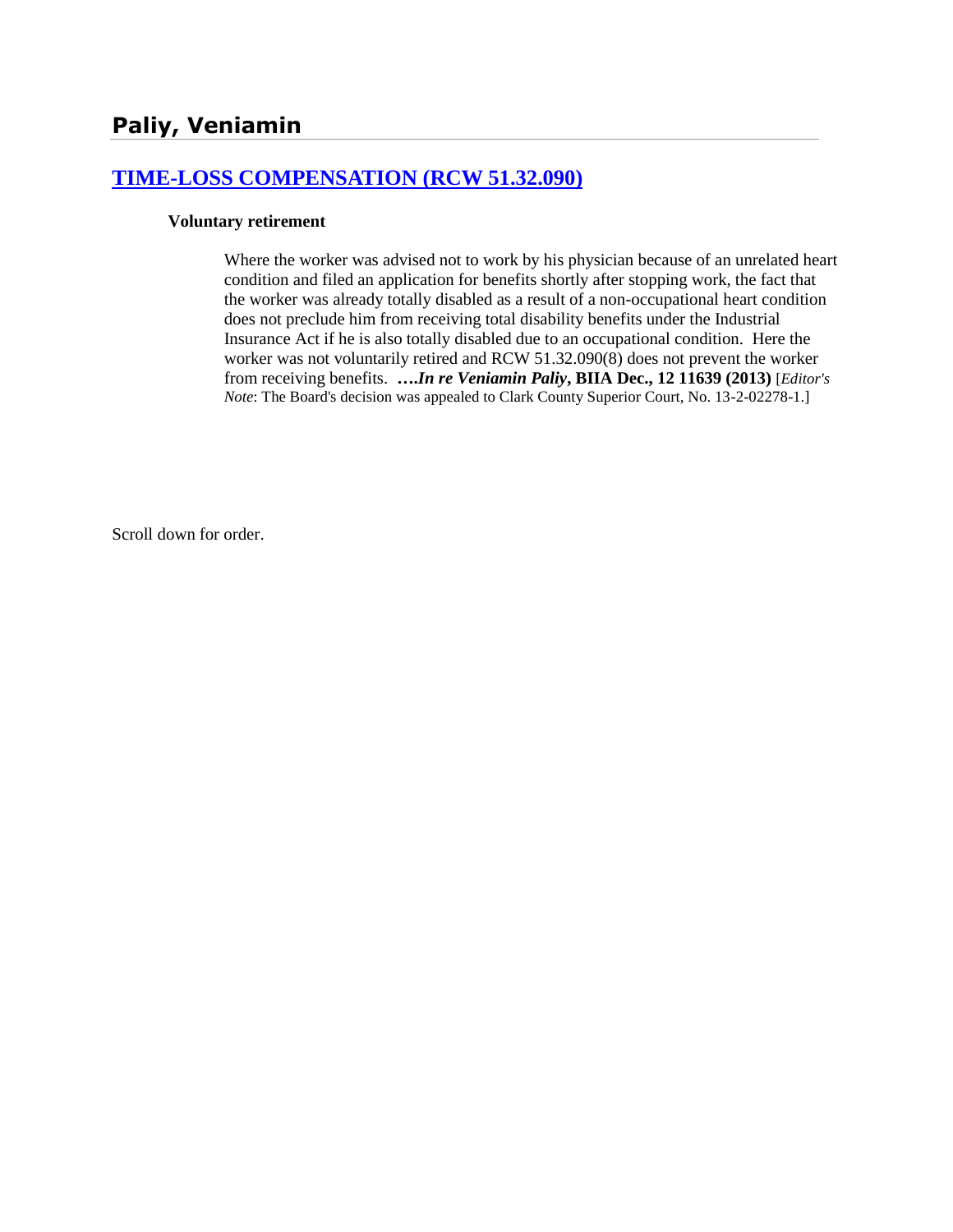## Paliy, Veniamin

### [TIME-LOSS COMPENSATION (RCW 51.32.090)]

**Voluntary retirement**

Where the worker was advised not to work by his physician because of an unrelated heart condition and filed an application for benefits shortly after stopping work, the fact that the worker was already totally disabled as a result of a non-occupational heart condition does not preclude him from receiving total disability benefits under the Industrial Insurance Act if he is also totally disabled due to an occupational condition. Here the worker was not voluntarily retired and RCW 51.32.090(8) does not prevent the worker from receiving benefits. ***….In re Veniamin Paliy*, BIIA Dec., 12 11639 (2013)** [*Editor's Note*: The Board's decision was appealed to Clark County Superior Court, No. 13-2-02278-1.]

Scroll down for order.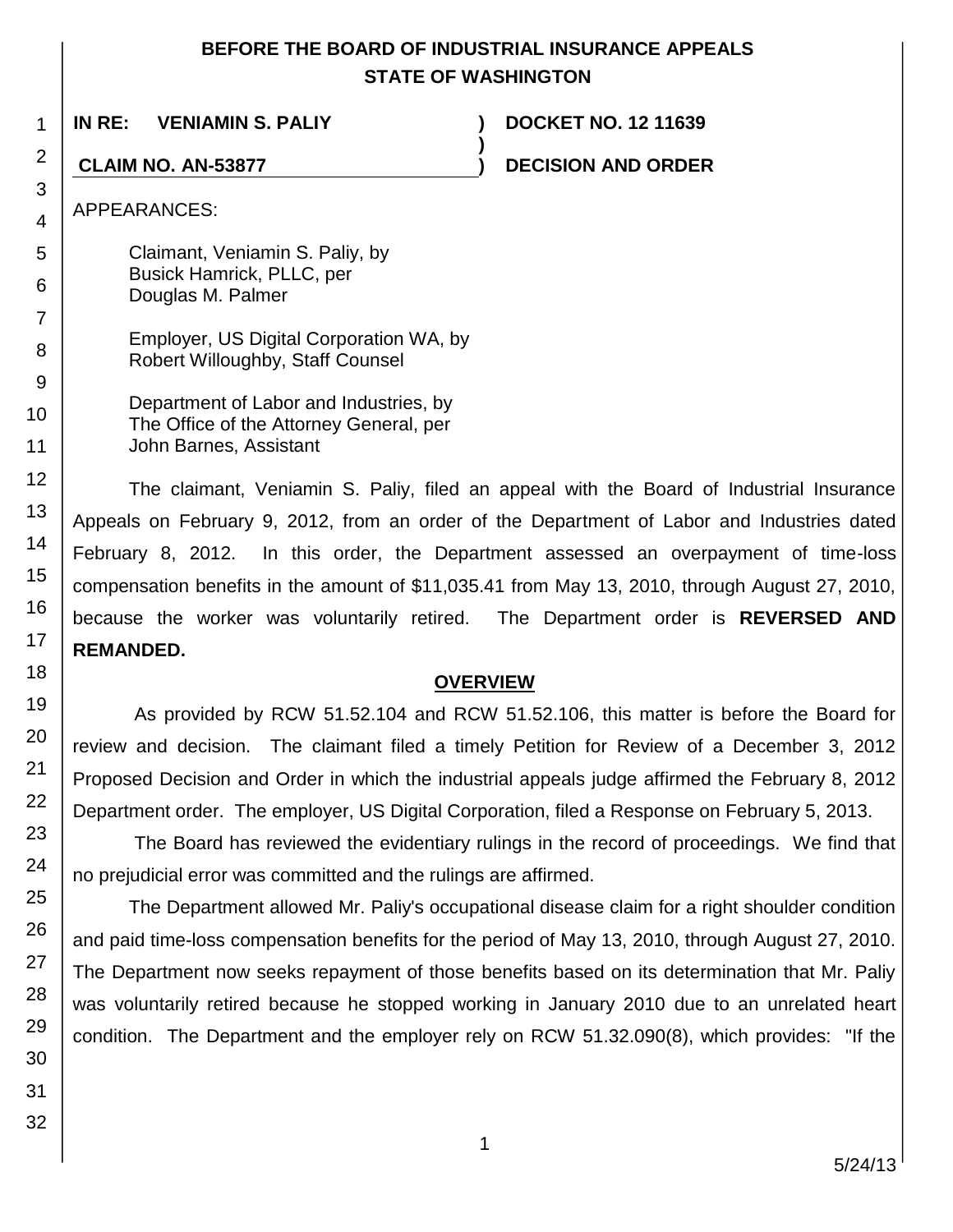# BEFORE THE BOARD OF INDUSTRIAL INSURANCE APPEALS STATE OF WASHINGTON

**IN RE: VENIAMIN S. PALIY** ) **DOCKET NO. 12 11639**

**CLAIM NO. AN-53877** ) **DECISION AND ORDER**

APPEARANCES:

Claimant, Veniamin S. Paliy, by
Busick Hamrick, PLLC, per
Douglas M. Palmer

Employer, US Digital Corporation WA, by
Robert Willoughby, Staff Counsel

Department of Labor and Industries, by
The Office of the Attorney General, per
John Barnes, Assistant

The claimant, Veniamin S. Paliy, filed an appeal with the Board of Industrial Insurance Appeals on February 9, 2012, from an order of the Department of Labor and Industries dated February 8, 2012. In this order, the Department assessed an overpayment of time-loss compensation benefits in the amount of $11,035.41 from May 13, 2010, through August 27, 2010, because the worker was voluntarily retired. The Department order is **REVERSED AND REMANDED.**

## OVERVIEW

As provided by RCW 51.52.104 and RCW 51.52.106, this matter is before the Board for review and decision. The claimant filed a timely Petition for Review of a December 3, 2012 Proposed Decision and Order in which the industrial appeals judge affirmed the February 8, 2012 Department order. The employer, US Digital Corporation, filed a Response on February 5, 2013.

The Board has reviewed the evidentiary rulings in the record of proceedings. We find that no prejudicial error was committed and the rulings are affirmed.

The Department allowed Mr. Paliy's occupational disease claim for a right shoulder condition and paid time-loss compensation benefits for the period of May 13, 2010, through August 27, 2010. The Department now seeks repayment of those benefits based on its determination that Mr. Paliy was voluntarily retired because he stopped working in January 2010 due to an unrelated heart condition. The Department and the employer rely on RCW 51.32.090(8), which provides: "If the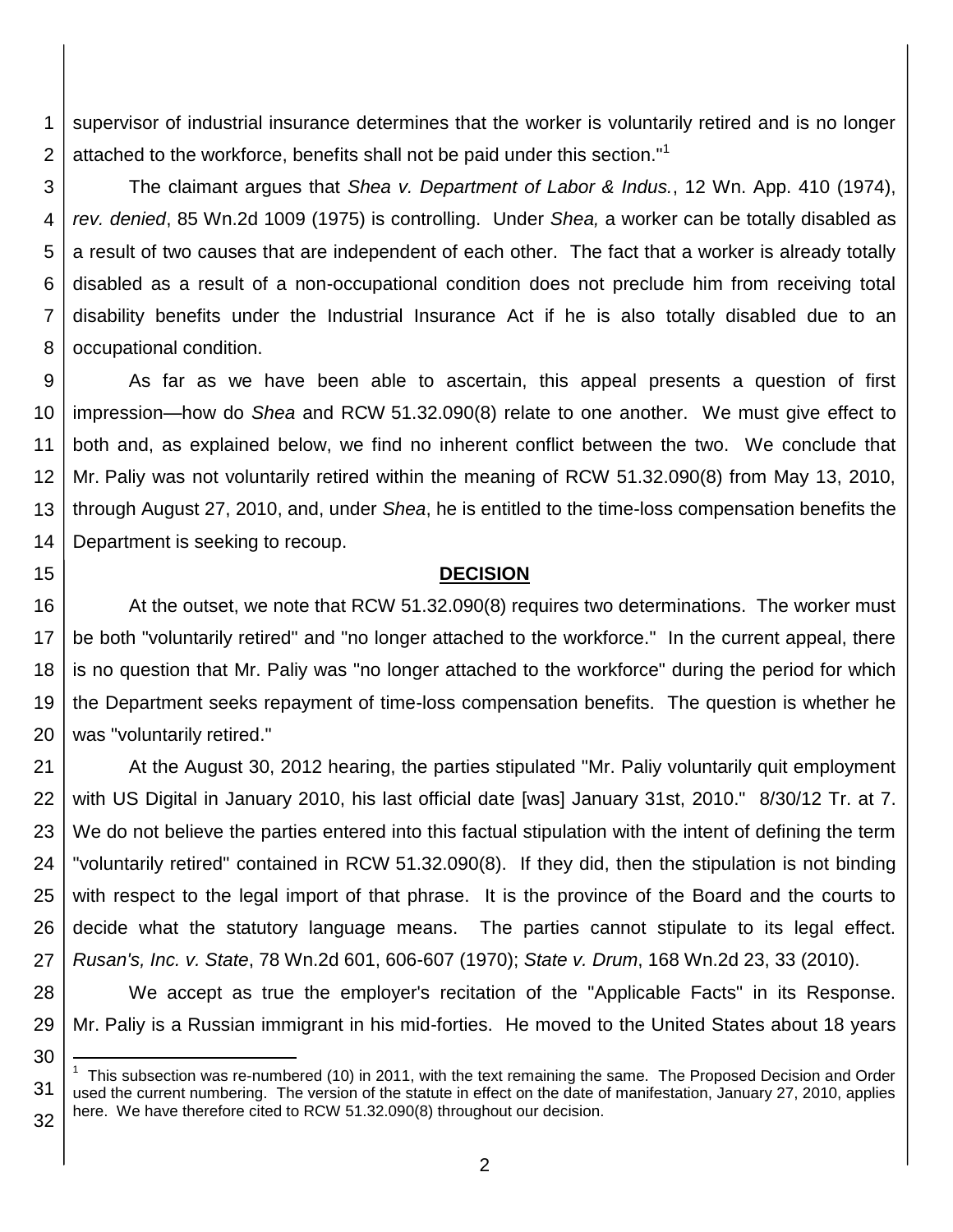supervisor of industrial insurance determines that the worker is voluntarily retired and is no longer attached to the workforce, benefits shall not be paid under this section."[1]

The claimant argues that *Shea v. Department of Labor & Indus.*, 12 Wn. App. 410 (1974), *rev. denied*, 85 Wn.2d 1009 (1975) is controlling. Under *Shea,* a worker can be totally disabled as a result of two causes that are independent of each other. The fact that a worker is already totally disabled as a result of a non-occupational condition does not preclude him from receiving total disability benefits under the Industrial Insurance Act if he is also totally disabled due to an occupational condition.

As far as we have been able to ascertain, this appeal presents a question of first impression—how do *Shea* and RCW 51.32.090(8) relate to one another. We must give effect to both and, as explained below, we find no inherent conflict between the two. We conclude that Mr. Paliy was not voluntarily retired within the meaning of RCW 51.32.090(8) from May 13, 2010, through August 27, 2010, and, under *Shea*, he is entitled to the time-loss compensation benefits the Department is seeking to recoup.

## DECISION

At the outset, we note that RCW 51.32.090(8) requires two determinations. The worker must be both "voluntarily retired" and "no longer attached to the workforce." In the current appeal, there is no question that Mr. Paliy was "no longer attached to the workforce" during the period for which the Department seeks repayment of time-loss compensation benefits. The question is whether he was "voluntarily retired."

At the August 30, 2012 hearing, the parties stipulated "Mr. Paliy voluntarily quit employment with US Digital in January 2010, his last official date [was] January 31st, 2010." 8/30/12 Tr. at 7. We do not believe the parties entered into this factual stipulation with the intent of defining the term "voluntarily retired" contained in RCW 51.32.090(8). If they did, then the stipulation is not binding with respect to the legal import of that phrase. It is the province of the Board and the courts to decide what the statutory language means. The parties cannot stipulate to its legal effect. *Rusan's, Inc. v. State*, 78 Wn.2d 601, 606-607 (1970); *State v. Drum*, 168 Wn.2d 23, 33 (2010).

We accept as true the employer's recitation of the "Applicable Facts" in its Response. Mr. Paliy is a Russian immigrant in his mid-forties. He moved to the United States about 18 years

---

[1] This subsection was re-numbered (10) in 2011, with the text remaining the same. The Proposed Decision and Order used the current numbering. The version of the statute in effect on the date of manifestation, January 27, 2010, applies here. We have therefore cited to RCW 51.32.090(8) throughout our decision.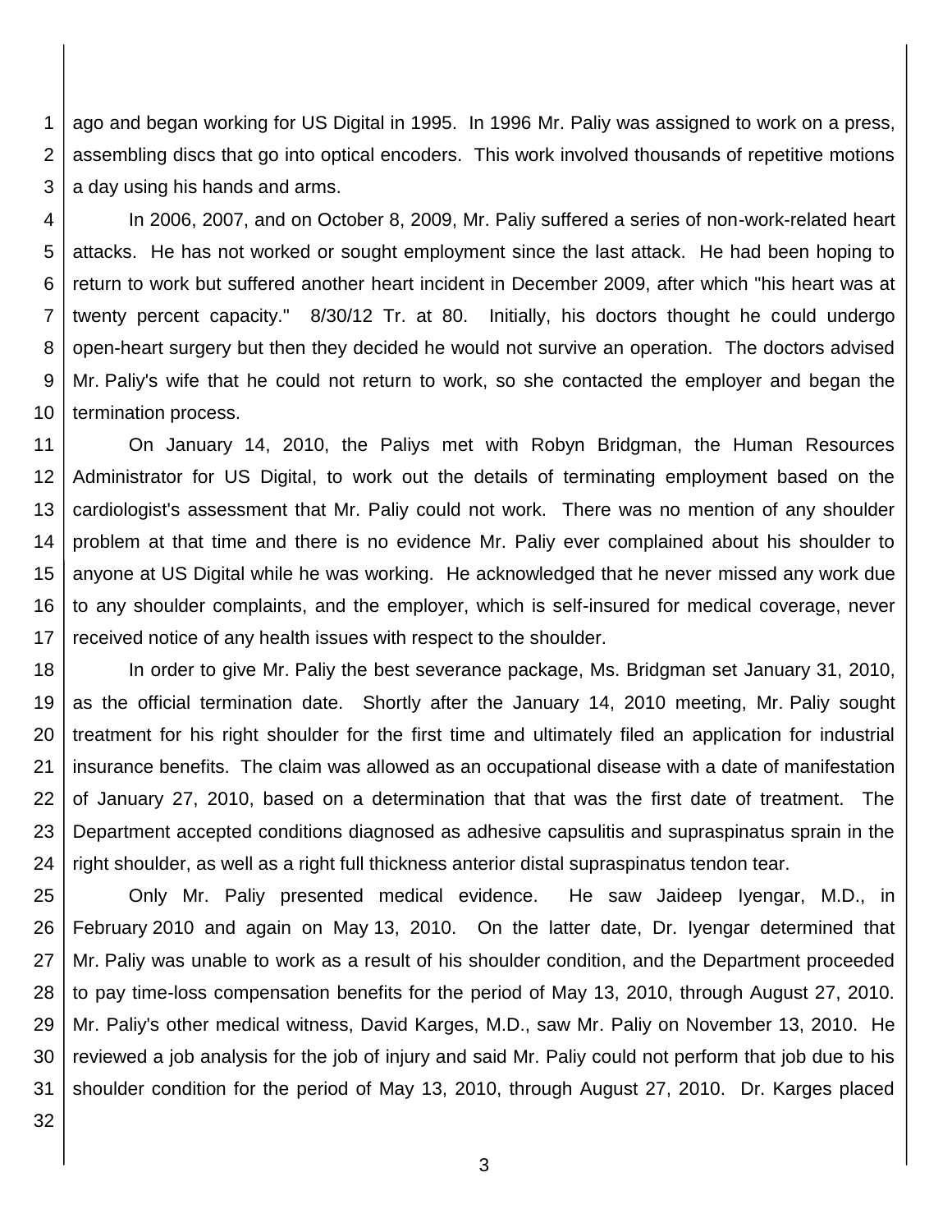ago and began working for US Digital in 1995. In 1996 Mr. Paliy was assigned to work on a press, assembling discs that go into optical encoders. This work involved thousands of repetitive motions a day using his hands and arms.

In 2006, 2007, and on October 8, 2009, Mr. Paliy suffered a series of non-work-related heart attacks. He has not worked or sought employment since the last attack. He had been hoping to return to work but suffered another heart incident in December 2009, after which "his heart was at twenty percent capacity." 8/30/12 Tr. at 80. Initially, his doctors thought he could undergo open-heart surgery but then they decided he would not survive an operation. The doctors advised Mr. Paliy's wife that he could not return to work, so she contacted the employer and began the termination process.

On January 14, 2010, the Paliys met with Robyn Bridgman, the Human Resources Administrator for US Digital, to work out the details of terminating employment based on the cardiologist's assessment that Mr. Paliy could not work. There was no mention of any shoulder problem at that time and there is no evidence Mr. Paliy ever complained about his shoulder to anyone at US Digital while he was working. He acknowledged that he never missed any work due to any shoulder complaints, and the employer, which is self-insured for medical coverage, never received notice of any health issues with respect to the shoulder.

In order to give Mr. Paliy the best severance package, Ms. Bridgman set January 31, 2010, as the official termination date. Shortly after the January 14, 2010 meeting, Mr. Paliy sought treatment for his right shoulder for the first time and ultimately filed an application for industrial insurance benefits. The claim was allowed as an occupational disease with a date of manifestation of January 27, 2010, based on a determination that that was the first date of treatment. The Department accepted conditions diagnosed as adhesive capsulitis and supraspinatus sprain in the right shoulder, as well as a right full thickness anterior distal supraspinatus tendon tear.

Only Mr. Paliy presented medical evidence. He saw Jaideep Iyengar, M.D., in February 2010 and again on May 13, 2010. On the latter date, Dr. Iyengar determined that Mr. Paliy was unable to work as a result of his shoulder condition, and the Department proceeded to pay time-loss compensation benefits for the period of May 13, 2010, through August 27, 2010. Mr. Paliy's other medical witness, David Karges, M.D., saw Mr. Paliy on November 13, 2010. He reviewed a job analysis for the job of injury and said Mr. Paliy could not perform that job due to his shoulder condition for the period of May 13, 2010, through August 27, 2010. Dr. Karges placed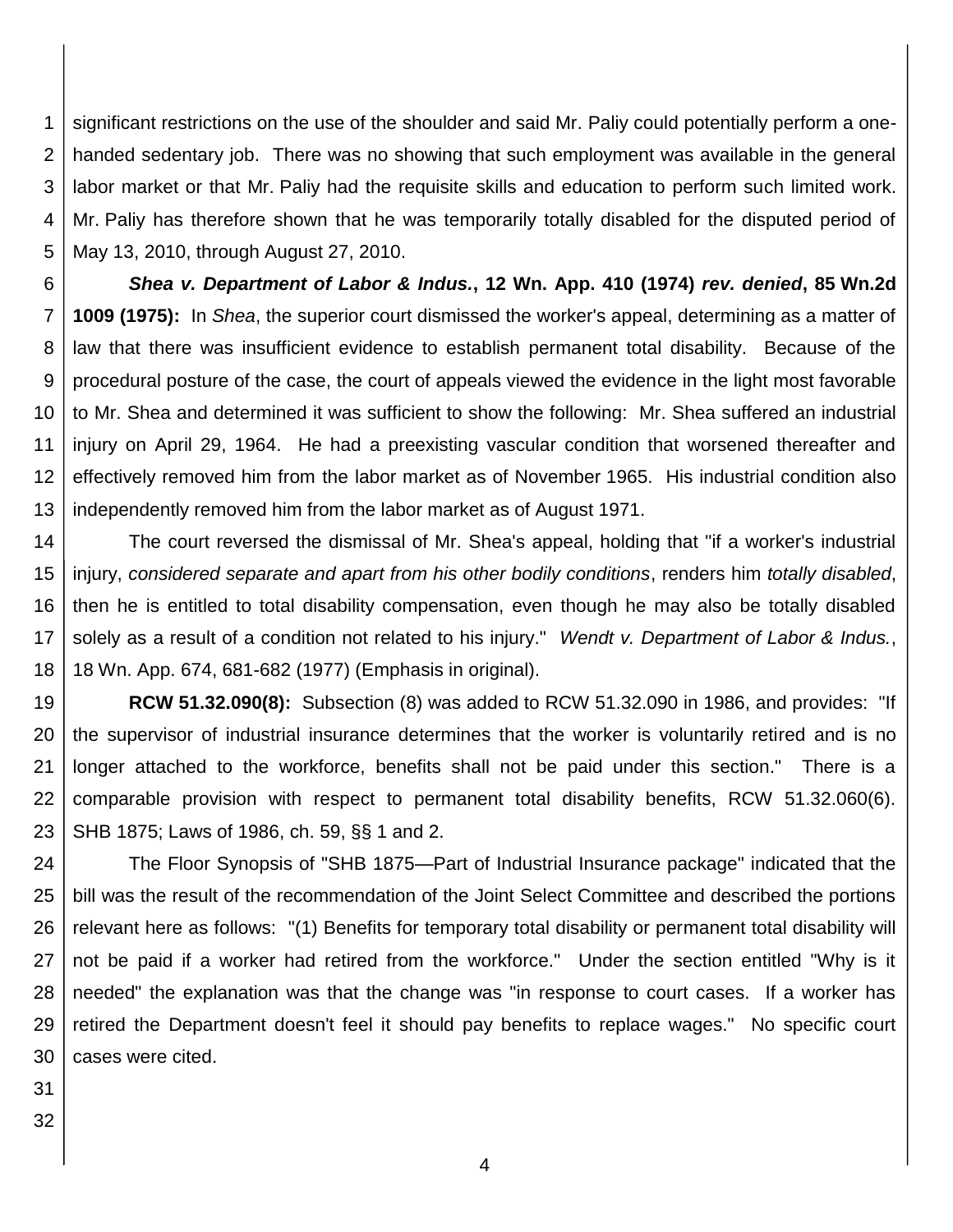significant restrictions on the use of the shoulder and said Mr. Paliy could potentially perform a one-handed sedentary job. There was no showing that such employment was available in the general labor market or that Mr. Paliy had the requisite skills and education to perform such limited work. Mr. Paliy has therefore shown that he was temporarily totally disabled for the disputed period of May 13, 2010, through August 27, 2010.

***Shea v. Department of Labor & Indus.*, 12 Wn. App. 410 (1974) *rev. denied*, 85 Wn.2d 1009 (1975):** In *Shea*, the superior court dismissed the worker's appeal, determining as a matter of law that there was insufficient evidence to establish permanent total disability. Because of the procedural posture of the case, the court of appeals viewed the evidence in the light most favorable to Mr. Shea and determined it was sufficient to show the following: Mr. Shea suffered an industrial injury on April 29, 1964. He had a preexisting vascular condition that worsened thereafter and effectively removed him from the labor market as of November 1965. His industrial condition also independently removed him from the labor market as of August 1971.

The court reversed the dismissal of Mr. Shea's appeal, holding that "if a worker's industrial injury, *considered separate and apart from his other bodily conditions*, renders him *totally disabled*, then he is entitled to total disability compensation, even though he may also be totally disabled solely as a result of a condition not related to his injury." *Wendt v. Department of Labor & Indus.*, 18 Wn. App. 674, 681-682 (1977) (Emphasis in original).

**RCW 51.32.090(8):** Subsection (8) was added to RCW 51.32.090 in 1986, and provides: "If the supervisor of industrial insurance determines that the worker is voluntarily retired and is no longer attached to the workforce, benefits shall not be paid under this section." There is a comparable provision with respect to permanent total disability benefits, RCW 51.32.060(6). SHB 1875; Laws of 1986, ch. 59, §§ 1 and 2.

The Floor Synopsis of "SHB 1875—Part of Industrial Insurance package" indicated that the bill was the result of the recommendation of the Joint Select Committee and described the portions relevant here as follows: "(1) Benefits for temporary total disability or permanent total disability will not be paid if a worker had retired from the workforce." Under the section entitled "Why is it needed" the explanation was that the change was "in response to court cases. If a worker has retired the Department doesn't feel it should pay benefits to replace wages." No specific court cases were cited.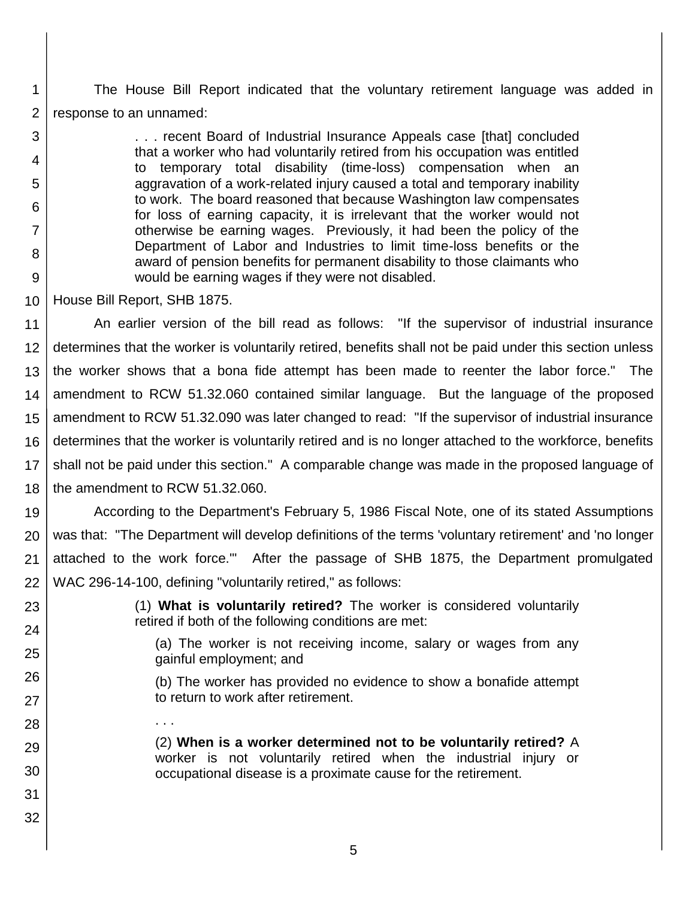The House Bill Report indicated that the voluntary retirement language was added in response to an unnamed:

> . . . recent Board of Industrial Insurance Appeals case [that] concluded that a worker who had voluntarily retired from his occupation was entitled to temporary total disability (time-loss) compensation when an aggravation of a work-related injury caused a total and temporary inability to work. The board reasoned that because Washington law compensates for loss of earning capacity, it is irrelevant that the worker would not otherwise be earning wages. Previously, it had been the policy of the Department of Labor and Industries to limit time-loss benefits or the award of pension benefits for permanent disability to those claimants who would be earning wages if they were not disabled.

House Bill Report, SHB 1875.

An earlier version of the bill read as follows: "If the supervisor of industrial insurance determines that the worker is voluntarily retired, benefits shall not be paid under this section unless the worker shows that a bona fide attempt has been made to reenter the labor force." The amendment to RCW 51.32.060 contained similar language. But the language of the proposed amendment to RCW 51.32.090 was later changed to read: "If the supervisor of industrial insurance determines that the worker is voluntarily retired and is no longer attached to the workforce, benefits shall not be paid under this section." A comparable change was made in the proposed language of the amendment to RCW 51.32.060.

According to the Department's February 5, 1986 Fiscal Note, one of its stated Assumptions was that: "The Department will develop definitions of the terms 'voluntary retirement' and 'no longer attached to the work force.'" After the passage of SHB 1875, the Department promulgated WAC 296-14-100, defining "voluntarily retired," as follows:

> (1) **What is voluntarily retired?** The worker is considered voluntarily retired if both of the following conditions are met:
>
> (a) The worker is not receiving income, salary or wages from any gainful employment; and
>
> (b) The worker has provided no evidence to show a bonafide attempt to return to work after retirement.
>
> . . .
>
> (2) **When is a worker determined not to be voluntarily retired?** A worker is not voluntarily retired when the industrial injury or occupational disease is a proximate cause for the retirement.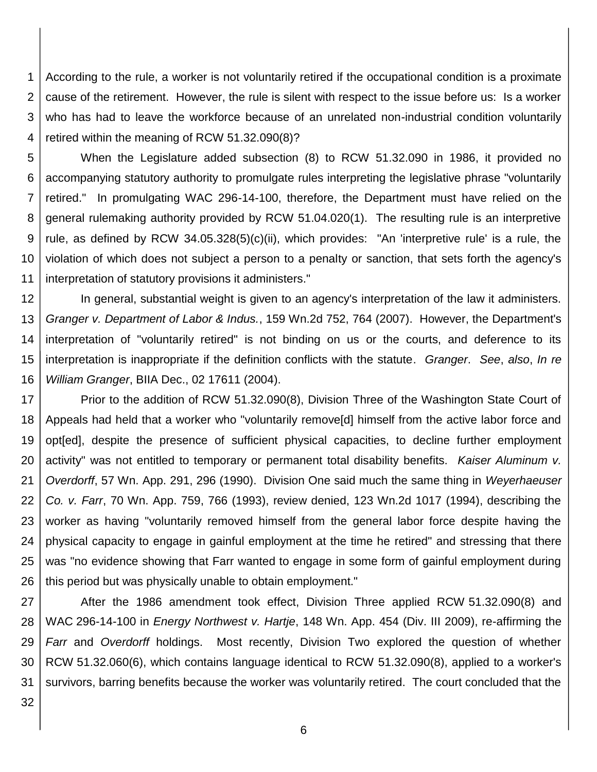According to the rule, a worker is not voluntarily retired if the occupational condition is a proximate cause of the retirement. However, the rule is silent with respect to the issue before us: Is a worker who has had to leave the workforce because of an unrelated non-industrial condition voluntarily retired within the meaning of RCW 51.32.090(8)?

When the Legislature added subsection (8) to RCW 51.32.090 in 1986, it provided no accompanying statutory authority to promulgate rules interpreting the legislative phrase "voluntarily retired." In promulgating WAC 296-14-100, therefore, the Department must have relied on the general rulemaking authority provided by RCW 51.04.020(1). The resulting rule is an interpretive rule, as defined by RCW 34.05.328(5)(c)(ii), which provides: "An 'interpretive rule' is a rule, the violation of which does not subject a person to a penalty or sanction, that sets forth the agency's interpretation of statutory provisions it administers."

In general, substantial weight is given to an agency's interpretation of the law it administers. *Granger v. Department of Labor & Indus.*, 159 Wn.2d 752, 764 (2007). However, the Department's interpretation of "voluntarily retired" is not binding on us or the courts, and deference to its interpretation is inappropriate if the definition conflicts with the statute. *Granger*. *See*, *also*, *In re William Granger*, BIIA Dec., 02 17611 (2004).

Prior to the addition of RCW 51.32.090(8), Division Three of the Washington State Court of Appeals had held that a worker who "voluntarily remove[d] himself from the active labor force and opt[ed], despite the presence of sufficient physical capacities, to decline further employment activity" was not entitled to temporary or permanent total disability benefits. *Kaiser Aluminum v. Overdorff*, 57 Wn. App. 291, 296 (1990). Division One said much the same thing in *Weyerhaeuser Co. v. Farr*, 70 Wn. App. 759, 766 (1993), review denied, 123 Wn.2d 1017 (1994), describing the worker as having "voluntarily removed himself from the general labor force despite having the physical capacity to engage in gainful employment at the time he retired" and stressing that there was "no evidence showing that Farr wanted to engage in some form of gainful employment during this period but was physically unable to obtain employment."

After the 1986 amendment took effect, Division Three applied RCW 51.32.090(8) and WAC 296-14-100 in *Energy Northwest v. Hartje*, 148 Wn. App. 454 (Div. III 2009), re-affirming the *Farr* and *Overdorff* holdings. Most recently, Division Two explored the question of whether RCW 51.32.060(6), which contains language identical to RCW 51.32.090(8), applied to a worker's survivors, barring benefits because the worker was voluntarily retired. The court concluded that the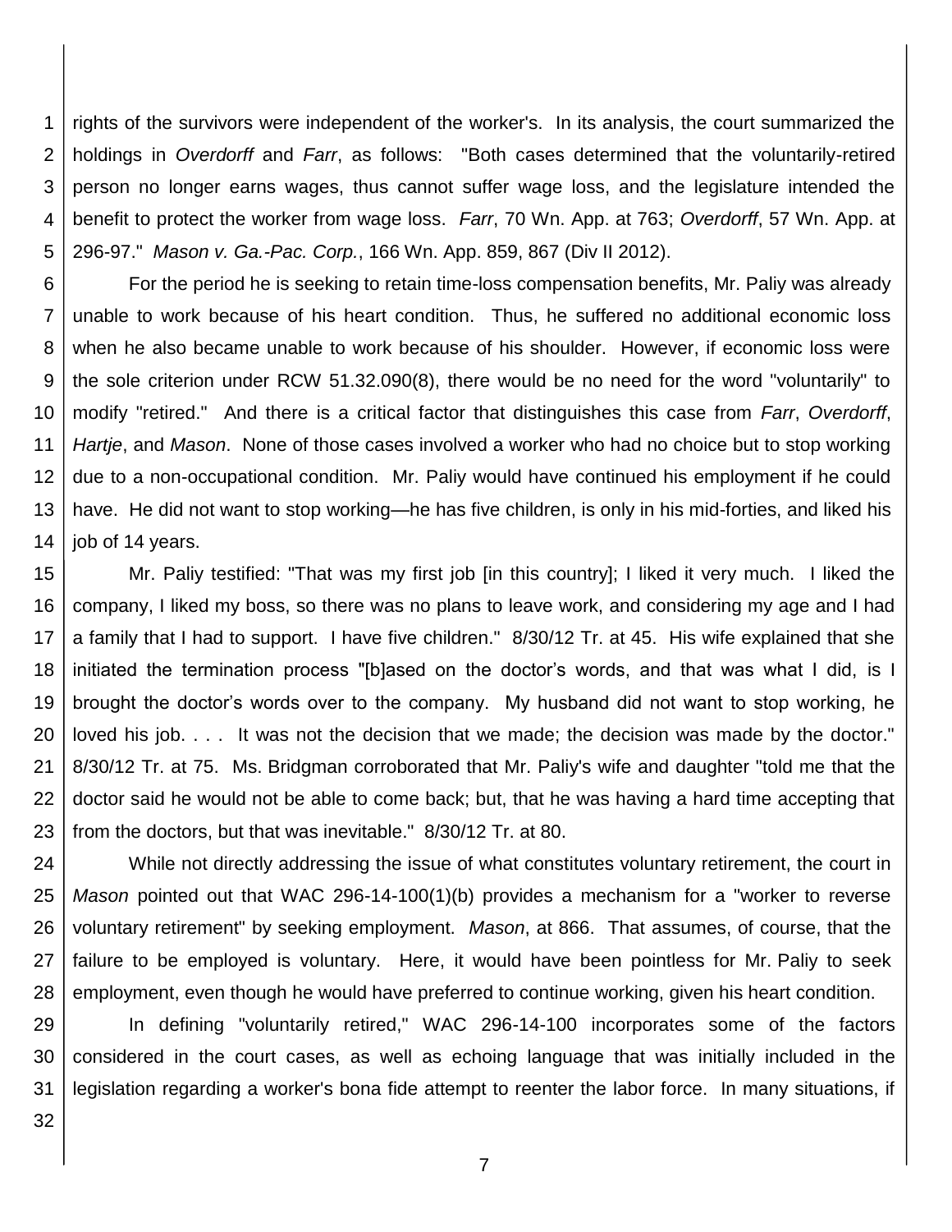rights of the survivors were independent of the worker's. In its analysis, the court summarized the holdings in *Overdorff* and *Farr*, as follows: "Both cases determined that the voluntarily-retired person no longer earns wages, thus cannot suffer wage loss, and the legislature intended the benefit to protect the worker from wage loss. *Farr*, 70 Wn. App. at 763; *Overdorff*, 57 Wn. App. at 296-97." *Mason v. Ga.-Pac. Corp.*, 166 Wn. App. 859, 867 (Div II 2012).

For the period he is seeking to retain time-loss compensation benefits, Mr. Paliy was already unable to work because of his heart condition. Thus, he suffered no additional economic loss when he also became unable to work because of his shoulder. However, if economic loss were the sole criterion under RCW 51.32.090(8), there would be no need for the word "voluntarily" to modify "retired." And there is a critical factor that distinguishes this case from *Farr*, *Overdorff*, *Hartje*, and *Mason*. None of those cases involved a worker who had no choice but to stop working due to a non-occupational condition. Mr. Paliy would have continued his employment if he could have. He did not want to stop working—he has five children, is only in his mid-forties, and liked his job of 14 years.

Mr. Paliy testified: "That was my first job [in this country]; I liked it very much. I liked the company, I liked my boss, so there was no plans to leave work, and considering my age and I had a family that I had to support. I have five children." 8/30/12 Tr. at 45. His wife explained that she initiated the termination process "[b]ased on the doctor's words, and that was what I did, is I brought the doctor's words over to the company. My husband did not want to stop working, he loved his job. . . . It was not the decision that we made; the decision was made by the doctor." 8/30/12 Tr. at 75. Ms. Bridgman corroborated that Mr. Paliy's wife and daughter "told me that the doctor said he would not be able to come back; but, that he was having a hard time accepting that from the doctors, but that was inevitable." 8/30/12 Tr. at 80.

While not directly addressing the issue of what constitutes voluntary retirement, the court in *Mason* pointed out that WAC 296-14-100(1)(b) provides a mechanism for a "worker to reverse voluntary retirement" by seeking employment. *Mason*, at 866. That assumes, of course, that the failure to be employed is voluntary. Here, it would have been pointless for Mr. Paliy to seek employment, even though he would have preferred to continue working, given his heart condition.

In defining "voluntarily retired," WAC 296-14-100 incorporates some of the factors considered in the court cases, as well as echoing language that was initially included in the legislation regarding a worker's bona fide attempt to reenter the labor force. In many situations, if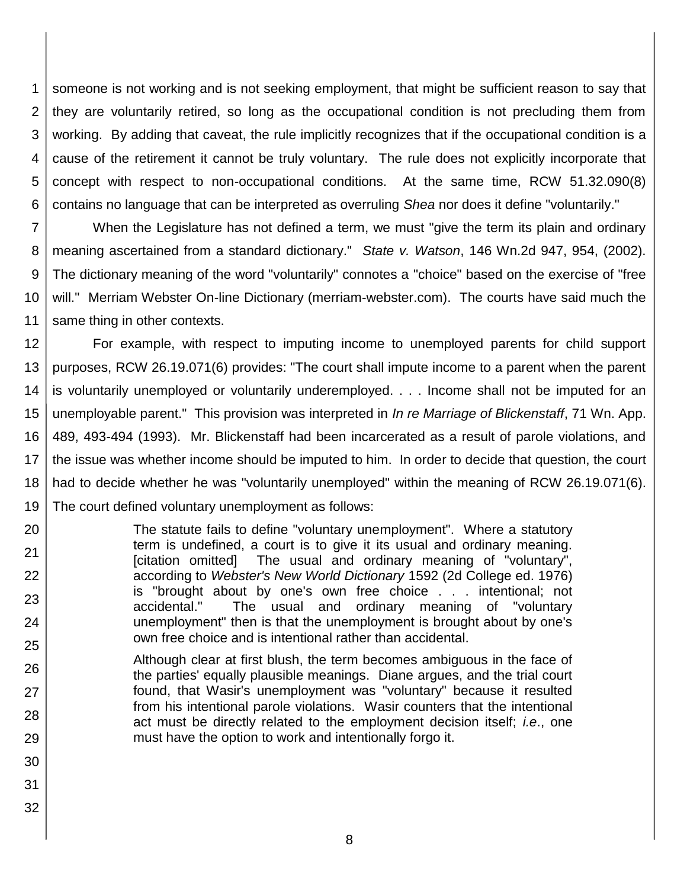someone is not working and is not seeking employment, that might be sufficient reason to say that they are voluntarily retired, so long as the occupational condition is not precluding them from working. By adding that caveat, the rule implicitly recognizes that if the occupational condition is a cause of the retirement it cannot be truly voluntary. The rule does not explicitly incorporate that concept with respect to non-occupational conditions. At the same time, RCW 51.32.090(8) contains no language that can be interpreted as overruling *Shea* nor does it define "voluntarily."

When the Legislature has not defined a term, we must "give the term its plain and ordinary meaning ascertained from a standard dictionary." *State v. Watson*, 146 Wn.2d 947, 954, (2002). The dictionary meaning of the word "voluntarily" connotes a "choice" based on the exercise of "free will." Merriam Webster On-line Dictionary (merriam-webster.com). The courts have said much the same thing in other contexts.

For example, with respect to imputing income to unemployed parents for child support purposes, RCW 26.19.071(6) provides: "The court shall impute income to a parent when the parent is voluntarily unemployed or voluntarily underemployed. . . . Income shall not be imputed for an unemployable parent." This provision was interpreted in *In re Marriage of Blickenstaff*, 71 Wn. App. 489, 493-494 (1993). Mr. Blickenstaff had been incarcerated as a result of parole violations, and the issue was whether income should be imputed to him. In order to decide that question, the court had to decide whether he was "voluntarily unemployed" within the meaning of RCW 26.19.071(6). The court defined voluntary unemployment as follows:

> The statute fails to define "voluntary unemployment". Where a statutory term is undefined, a court is to give it its usual and ordinary meaning. [citation omitted] The usual and ordinary meaning of "voluntary", according to *Webster's New World Dictionary* 1592 (2d College ed. 1976) is "brought about by one's own free choice . . . intentional; not accidental." The usual and ordinary meaning of "voluntary unemployment" then is that the unemployment is brought about by one's own free choice and is intentional rather than accidental.
>
> Although clear at first blush, the term becomes ambiguous in the face of the parties' equally plausible meanings. Diane argues, and the trial court found, that Wasir's unemployment was "voluntary" because it resulted from his intentional parole violations. Wasir counters that the intentional act must be directly related to the employment decision itself; *i.e*., one must have the option to work and intentionally forgo it.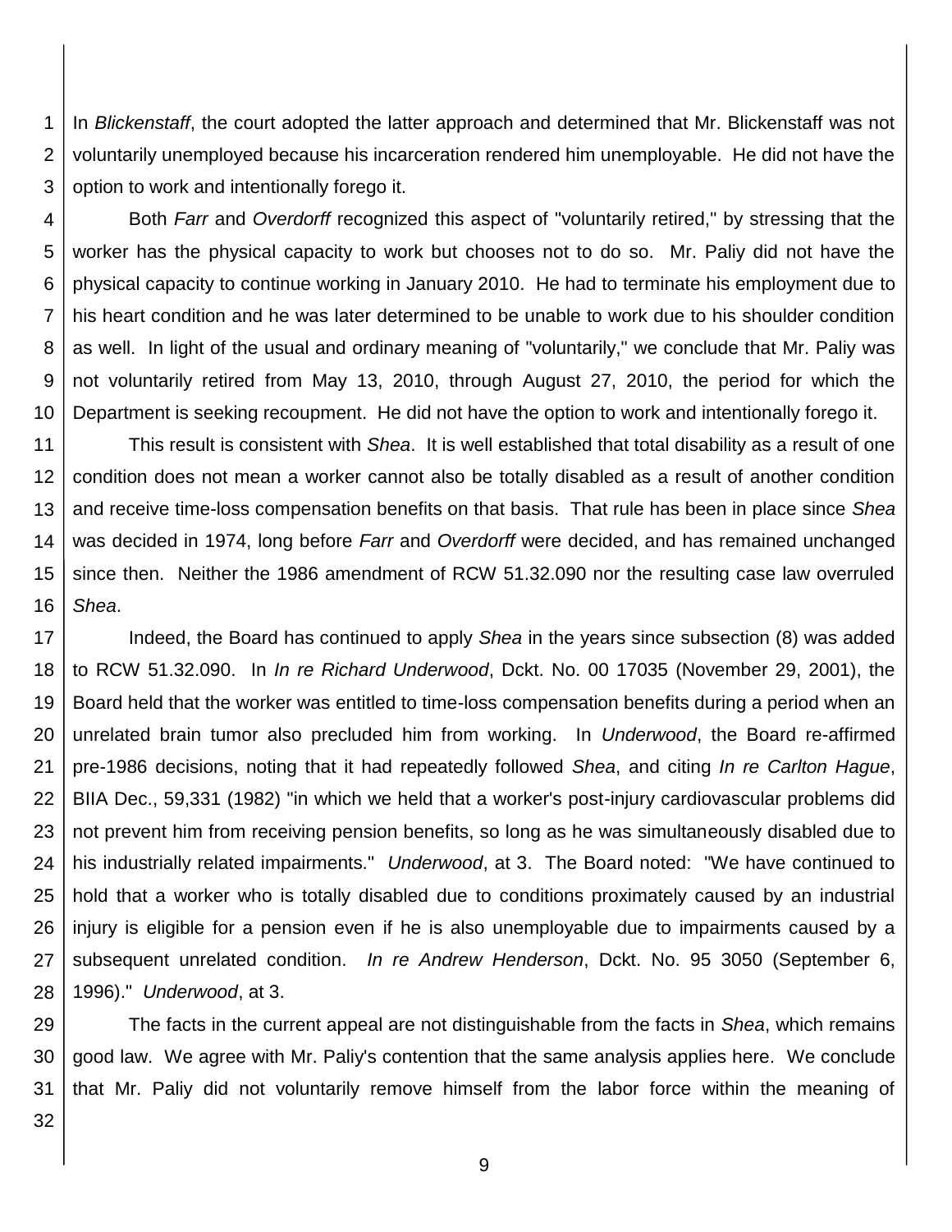In *Blickenstaff*, the court adopted the latter approach and determined that Mr. Blickenstaff was not voluntarily unemployed because his incarceration rendered him unemployable. He did not have the option to work and intentionally forego it.

Both *Farr* and *Overdorff* recognized this aspect of "voluntarily retired," by stressing that the worker has the physical capacity to work but chooses not to do so. Mr. Paliy did not have the physical capacity to continue working in January 2010. He had to terminate his employment due to his heart condition and he was later determined to be unable to work due to his shoulder condition as well. In light of the usual and ordinary meaning of "voluntarily," we conclude that Mr. Paliy was not voluntarily retired from May 13, 2010, through August 27, 2010, the period for which the Department is seeking recoupment. He did not have the option to work and intentionally forego it.

This result is consistent with *Shea*. It is well established that total disability as a result of one condition does not mean a worker cannot also be totally disabled as a result of another condition and receive time-loss compensation benefits on that basis. That rule has been in place since *Shea* was decided in 1974, long before *Farr* and *Overdorff* were decided, and has remained unchanged since then. Neither the 1986 amendment of RCW 51.32.090 nor the resulting case law overruled *Shea*.

Indeed, the Board has continued to apply *Shea* in the years since subsection (8) was added to RCW 51.32.090. In *In re Richard Underwood*, Dckt. No. 00 17035 (November 29, 2001), the Board held that the worker was entitled to time-loss compensation benefits during a period when an unrelated brain tumor also precluded him from working. In *Underwood*, the Board re-affirmed pre-1986 decisions, noting that it had repeatedly followed *Shea*, and citing *In re Carlton Hague*, BIIA Dec., 59,331 (1982) "in which we held that a worker's post-injury cardiovascular problems did not prevent him from receiving pension benefits, so long as he was simultaneously disabled due to his industrially related impairments." *Underwood*, at 3. The Board noted: "We have continued to hold that a worker who is totally disabled due to conditions proximately caused by an industrial injury is eligible for a pension even if he is also unemployable due to impairments caused by a subsequent unrelated condition. *In re Andrew Henderson*, Dckt. No. 95 3050 (September 6, 1996)." *Underwood*, at 3.

The facts in the current appeal are not distinguishable from the facts in *Shea*, which remains good law. We agree with Mr. Paliy's contention that the same analysis applies here. We conclude that Mr. Paliy did not voluntarily remove himself from the labor force within the meaning of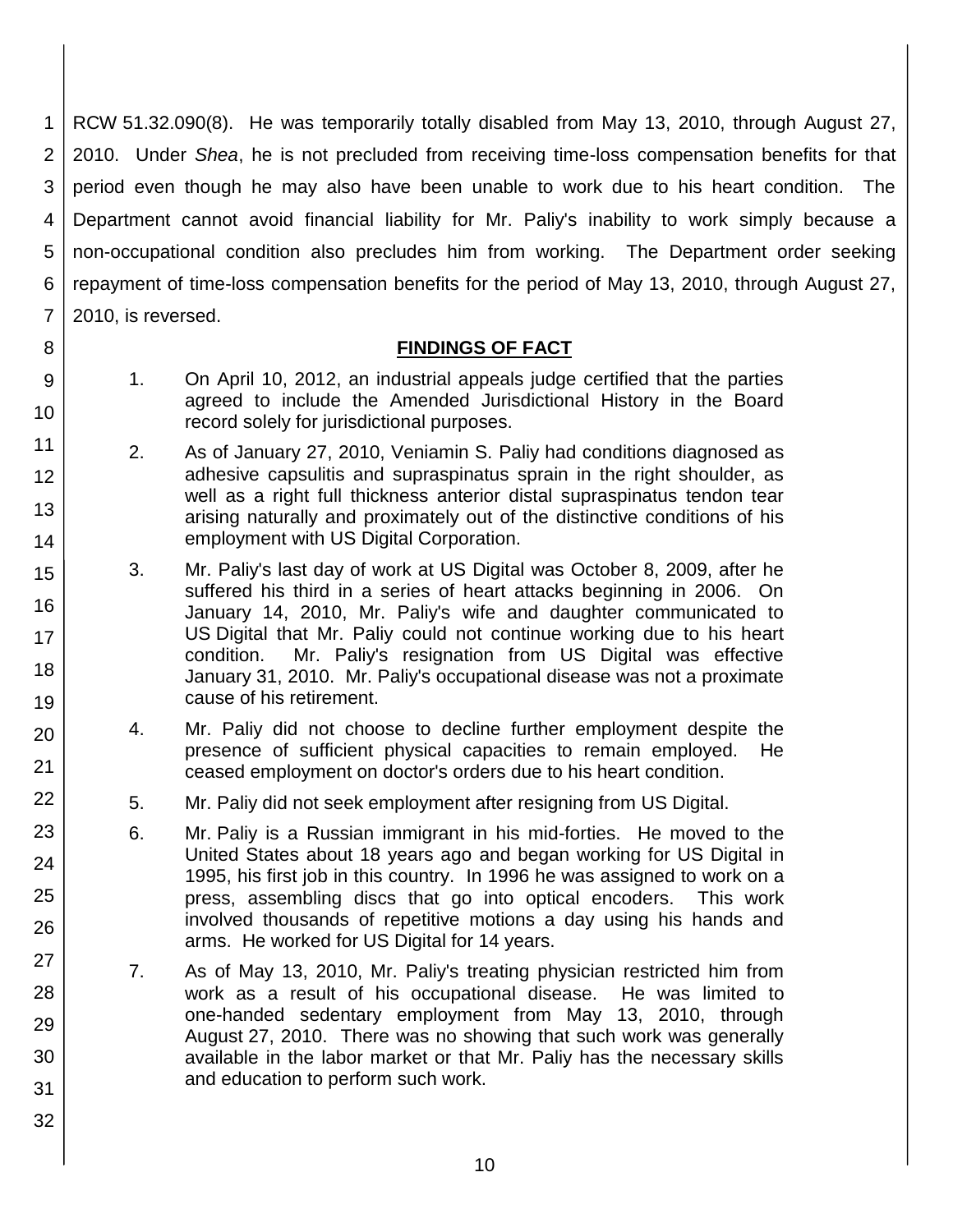RCW 51.32.090(8). He was temporarily totally disabled from May 13, 2010, through August 27, 2010. Under *Shea*, he is not precluded from receiving time-loss compensation benefits for that period even though he may also have been unable to work due to his heart condition. The Department cannot avoid financial liability for Mr. Paliy's inability to work simply because a non-occupational condition also precludes him from working. The Department order seeking repayment of time-loss compensation benefits for the period of May 13, 2010, through August 27, 2010, is reversed.

## FINDINGS OF FACT

1. On April 10, 2012, an industrial appeals judge certified that the parties agreed to include the Amended Jurisdictional History in the Board record solely for jurisdictional purposes.

2. As of January 27, 2010, Veniamin S. Paliy had conditions diagnosed as adhesive capsulitis and supraspinatus sprain in the right shoulder, as well as a right full thickness anterior distal supraspinatus tendon tear arising naturally and proximately out of the distinctive conditions of his employment with US Digital Corporation.

3. Mr. Paliy's last day of work at US Digital was October 8, 2009, after he suffered his third in a series of heart attacks beginning in 2006. On January 14, 2010, Mr. Paliy's wife and daughter communicated to US Digital that Mr. Paliy could not continue working due to his heart condition. Mr. Paliy's resignation from US Digital was effective January 31, 2010. Mr. Paliy's occupational disease was not a proximate cause of his retirement.

4. Mr. Paliy did not choose to decline further employment despite the presence of sufficient physical capacities to remain employed. He ceased employment on doctor's orders due to his heart condition.

5. Mr. Paliy did not seek employment after resigning from US Digital.

6. Mr. Paliy is a Russian immigrant in his mid-forties. He moved to the United States about 18 years ago and began working for US Digital in 1995, his first job in this country. In 1996 he was assigned to work on a press, assembling discs that go into optical encoders. This work involved thousands of repetitive motions a day using his hands and arms. He worked for US Digital for 14 years.

7. As of May 13, 2010, Mr. Paliy's treating physician restricted him from work as a result of his occupational disease. He was limited to one-handed sedentary employment from May 13, 2010, through August 27, 2010. There was no showing that such work was generally available in the labor market or that Mr. Paliy has the necessary skills and education to perform such work.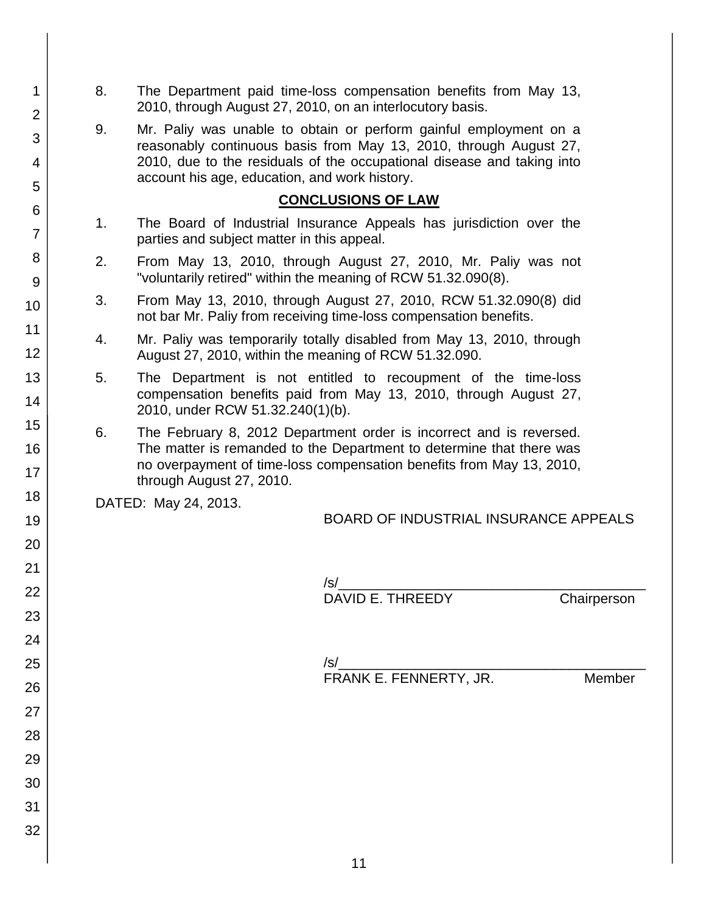8. The Department paid time-loss compensation benefits from May 13, 2010, through August 27, 2010, on an interlocutory basis.

9. Mr. Paliy was unable to obtain or perform gainful employment on a reasonably continuous basis from May 13, 2010, through August 27, 2010, due to the residuals of the occupational disease and taking into account his age, education, and work history.

## CONCLUSIONS OF LAW

1. The Board of Industrial Insurance Appeals has jurisdiction over the parties and subject matter in this appeal.

2. From May 13, 2010, through August 27, 2010, Mr. Paliy was not "voluntarily retired" within the meaning of RCW 51.32.090(8).

3. From May 13, 2010, through August 27, 2010, RCW 51.32.090(8) did not bar Mr. Paliy from receiving time-loss compensation benefits.

4. Mr. Paliy was temporarily totally disabled from May 13, 2010, through August 27, 2010, within the meaning of RCW 51.32.090.

5. The Department is not entitled to recoupment of the time-loss compensation benefits paid from May 13, 2010, through August 27, 2010, under RCW 51.32.240(1)(b).

6. The February 8, 2012 Department order is incorrect and is reversed. The matter is remanded to the Department to determine that there was no overpayment of time-loss compensation benefits from May 13, 2010, through August 27, 2010.

DATED: May 24, 2013.

BOARD OF INDUSTRIAL INSURANCE APPEALS

/s/\_\_\_\_\_\_\_\_\_\_\_\_\_\_\_\_\_\_\_\_\_\_\_\_\_\_\_\_\_\_\_\_\_\_\_\_\_\_\_\_
DAVID E. THREEDY Chairperson

/s/\_\_\_\_\_\_\_\_\_\_\_\_\_\_\_\_\_\_\_\_\_\_\_\_\_\_\_\_\_\_\_\_\_\_\_\_\_\_\_\_
FRANK E. FENNERTY, JR. Member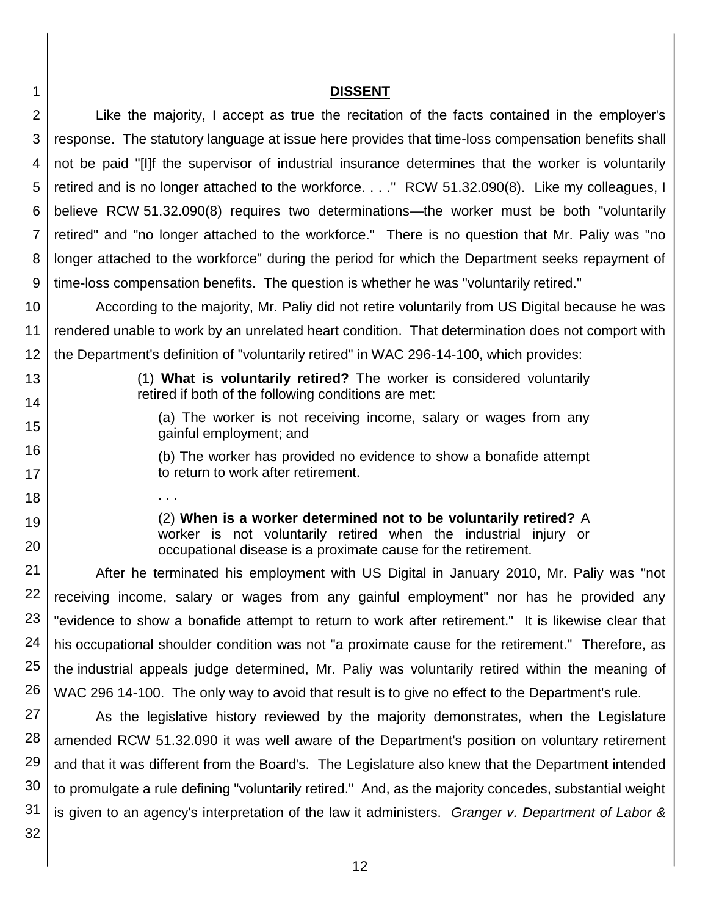## DISSENT

Like the majority, I accept as true the recitation of the facts contained in the employer's response. The statutory language at issue here provides that time-loss compensation benefits shall not be paid "[I]f the supervisor of industrial insurance determines that the worker is voluntarily retired and is no longer attached to the workforce. . . ." RCW 51.32.090(8). Like my colleagues, I believe RCW 51.32.090(8) requires two determinations—the worker must be both "voluntarily retired" and "no longer attached to the workforce." There is no question that Mr. Paliy was "no longer attached to the workforce" during the period for which the Department seeks repayment of time-loss compensation benefits. The question is whether he was "voluntarily retired."

According to the majority, Mr. Paliy did not retire voluntarily from US Digital because he was rendered unable to work by an unrelated heart condition. That determination does not comport with the Department's definition of "voluntarily retired" in WAC 296-14-100, which provides:

> (1) **What is voluntarily retired?** The worker is considered voluntarily retired if both of the following conditions are met:
>
> (a) The worker is not receiving income, salary or wages from any gainful employment; and
>
> (b) The worker has provided no evidence to show a bonafide attempt to return to work after retirement.
>
> . . .
>
> (2) **When is a worker determined not to be voluntarily retired?** A worker is not voluntarily retired when the industrial injury or occupational disease is a proximate cause for the retirement.

After he terminated his employment with US Digital in January 2010, Mr. Paliy was "not receiving income, salary or wages from any gainful employment" nor has he provided any "evidence to show a bonafide attempt to return to work after retirement." It is likewise clear that his occupational shoulder condition was not "a proximate cause for the retirement." Therefore, as the industrial appeals judge determined, Mr. Paliy was voluntarily retired within the meaning of WAC 296 14-100. The only way to avoid that result is to give no effect to the Department's rule.

As the legislative history reviewed by the majority demonstrates, when the Legislature amended RCW 51.32.090 it was well aware of the Department's position on voluntary retirement and that it was different from the Board's. The Legislature also knew that the Department intended to promulgate a rule defining "voluntarily retired." And, as the majority concedes, substantial weight is given to an agency's interpretation of the law it administers. *Granger v. Department of Labor &*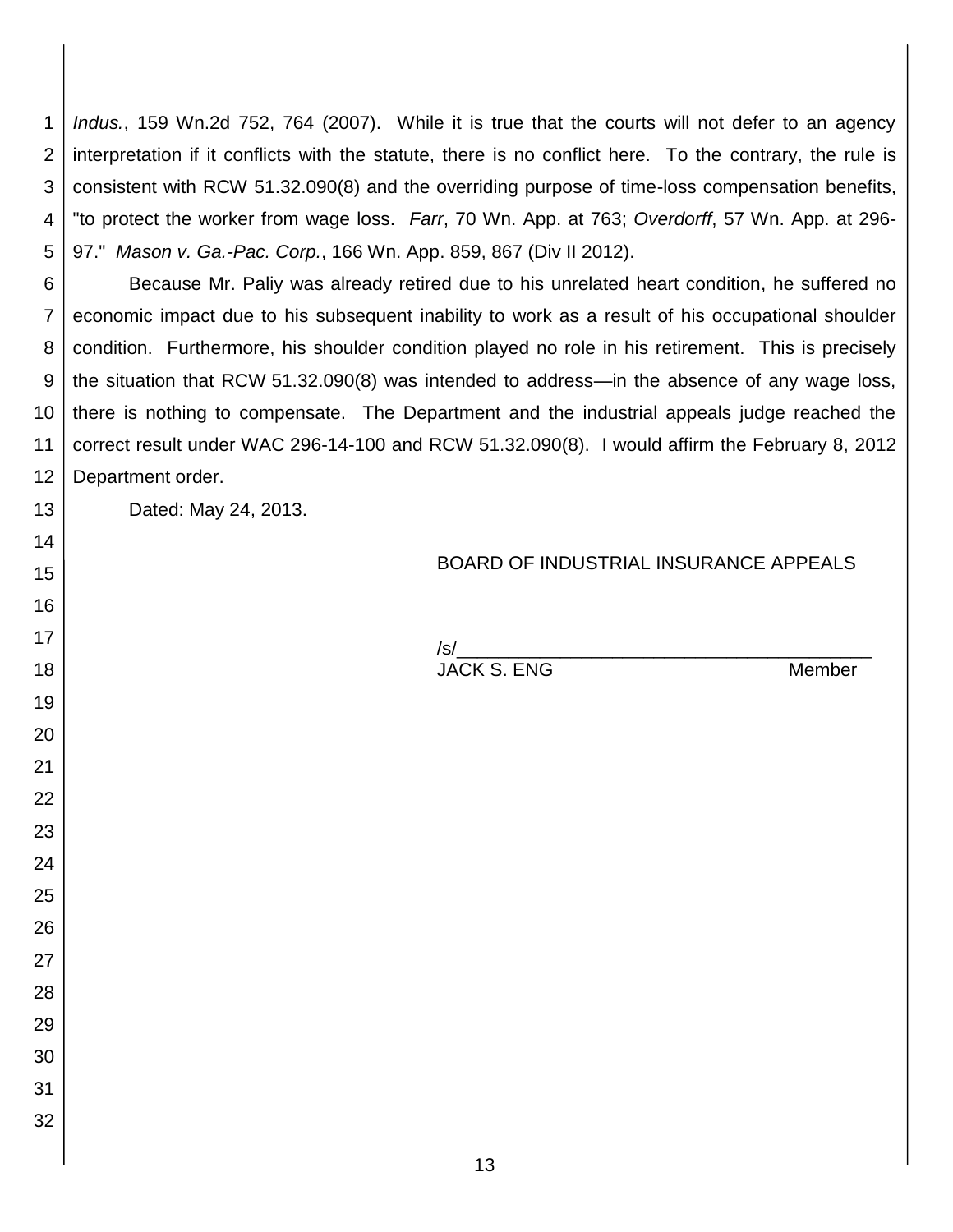*Indus.*, 159 Wn.2d 752, 764 (2007). While it is true that the courts will not defer to an agency interpretation if it conflicts with the statute, there is no conflict here. To the contrary, the rule is consistent with RCW 51.32.090(8) and the overriding purpose of time-loss compensation benefits, "to protect the worker from wage loss. *Farr*, 70 Wn. App. at 763; *Overdorff*, 57 Wn. App. at 296-97." *Mason v. Ga.-Pac. Corp.*, 166 Wn. App. 859, 867 (Div II 2012).

Because Mr. Paliy was already retired due to his unrelated heart condition, he suffered no economic impact due to his subsequent inability to work as a result of his occupational shoulder condition. Furthermore, his shoulder condition played no role in his retirement. This is precisely the situation that RCW 51.32.090(8) was intended to address—in the absence of any wage loss, there is nothing to compensate. The Department and the industrial appeals judge reached the correct result under WAC 296-14-100 and RCW 51.32.090(8). I would affirm the February 8, 2012 Department order.

Dated: May 24, 2013.

BOARD OF INDUSTRIAL INSURANCE APPEALS

/s/________________________________________
JACK S. ENG Member